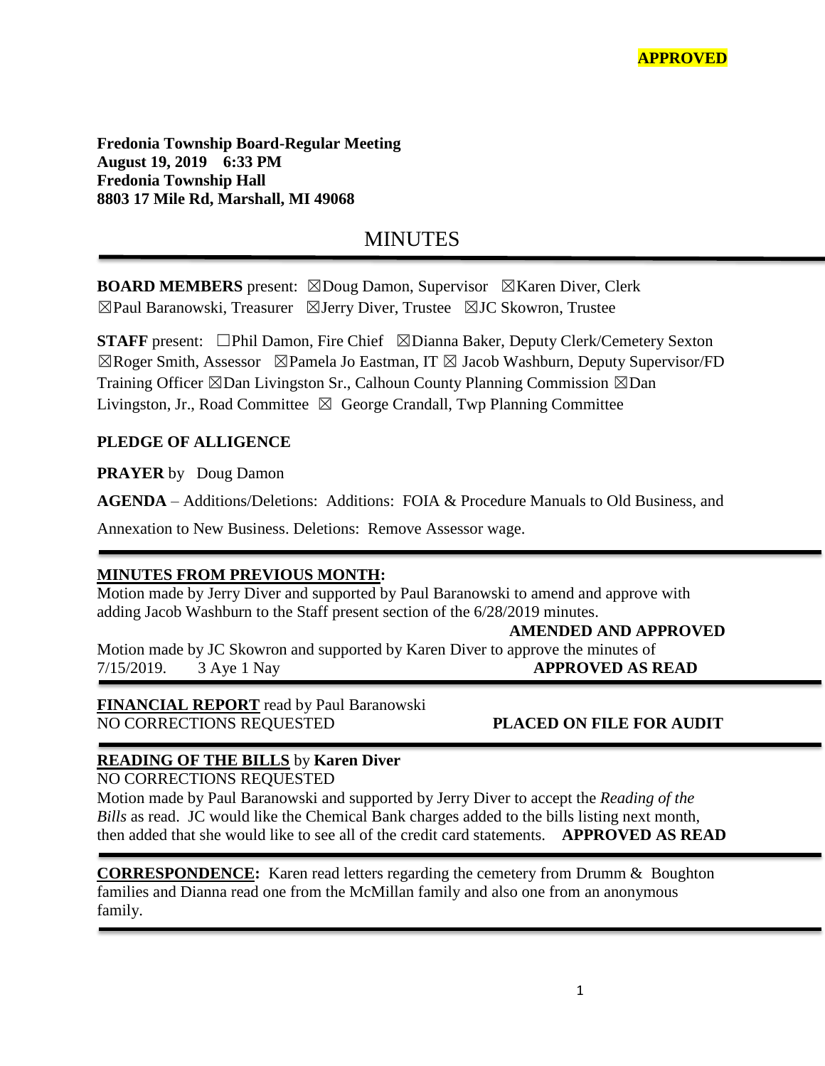**APPROVED**

**Fredonia Township Board-Regular Meeting**
**August 19, 2019 6:33 PM**
**Fredonia Township Hall**
**8803 17 Mile Rd, Marshall, MI 49068**

# MINUTES

**BOARD MEMBERS** present: ☒Doug Damon, Supervisor ☒Karen Diver, Clerk ☒Paul Baranowski, Treasurer ☒Jerry Diver, Trustee ☒JC Skowron, Trustee

**STAFF** present: ☐Phil Damon, Fire Chief ☒Dianna Baker, Deputy Clerk/Cemetery Sexton ☒Roger Smith, Assessor ☒Pamela Jo Eastman, IT ☒ Jacob Washburn, Deputy Supervisor/FD Training Officer ☒Dan Livingston Sr., Calhoun County Planning Commission ☒Dan Livingston, Jr., Road Committee ☒ George Crandall, Twp Planning Committee

**PLEDGE OF ALLIGENCE**

**PRAYER** by Doug Damon

**AGENDA** – Additions/Deletions: Additions: FOIA & Procedure Manuals to Old Business, and Annexation to New Business. Deletions: Remove Assessor wage.

**MINUTES FROM PREVIOUS MONTH:**

Motion made by Jerry Diver and supported by Paul Baranowski to amend and approve with adding Jacob Washburn to the Staff present section of the 6/28/2019 minutes.

**AMENDED AND APPROVED**

Motion made by JC Skowron and supported by Karen Diver to approve the minutes of 7/15/2019. 3 Aye 1 Nay **APPROVED AS READ**

**FINANCIAL REPORT** read by Paul Baranowski

NO CORRECTIONS REQUESTED **PLACED ON FILE FOR AUDIT**

**READING OF THE BILLS** by **Karen Diver**

NO CORRECTIONS REQUESTED

Motion made by Paul Baranowski and supported by Jerry Diver to accept the *Reading of the Bills* as read. JC would like the Chemical Bank charges added to the bills listing next month, then added that she would like to see all of the credit card statements. **APPROVED AS READ**

**CORRESPONDENCE:** Karen read letters regarding the cemetery from Drumm & Boughton families and Dianna read one from the McMillan family and also one from an anonymous family.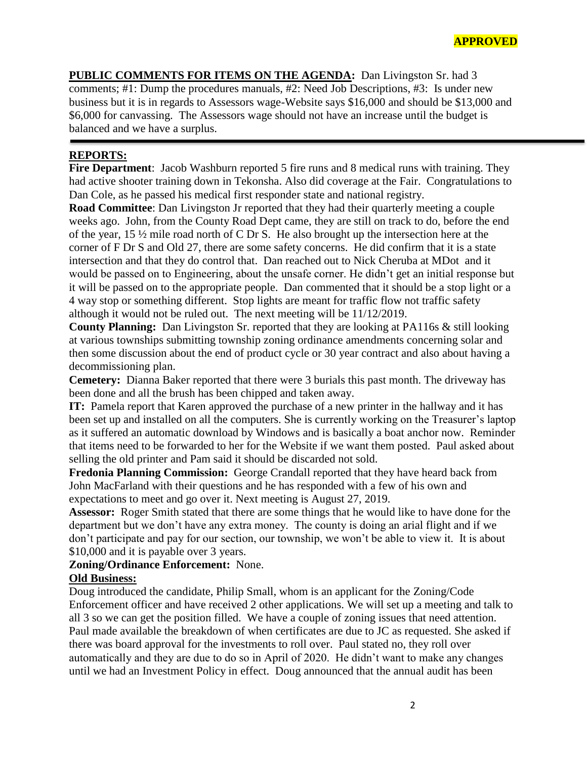**APPROVED**

**PUBLIC COMMENTS FOR ITEMS ON THE AGENDA:** Dan Livingston Sr. had 3 comments; #1: Dump the procedures manuals, #2: Need Job Descriptions, #3: Is under new business but it is in regards to Assessors wage-Website says $16,000 and should be $13,000 and $6,000 for canvassing. The Assessors wage should not have an increase until the budget is balanced and we have a surplus.

---

**REPORTS:**

**Fire Department**: Jacob Washburn reported 5 fire runs and 8 medical runs with training. They had active shooter training down in Tekonsha. Also did coverage at the Fair. Congratulations to Dan Cole, as he passed his medical first responder state and national registry.

**Road Committee**: Dan Livingston Jr reported that they had their quarterly meeting a couple weeks ago. John, from the County Road Dept came, they are still on track to do, before the end of the year, 15 ½ mile road north of C Dr S. He also brought up the intersection here at the corner of F Dr S and Old 27, there are some safety concerns. He did confirm that it is a state intersection and that they do control that. Dan reached out to Nick Cheruba at MDot and it would be passed on to Engineering, about the unsafe corner. He didn't get an initial response but it will be passed on to the appropriate people. Dan commented that it should be a stop light or a 4 way stop or something different. Stop lights are meant for traffic flow not traffic safety although it would not be ruled out. The next meeting will be 11/12/2019.

**County Planning:** Dan Livingston Sr. reported that they are looking at PA116s & still looking at various townships submitting township zoning ordinance amendments concerning solar and then some discussion about the end of product cycle or 30 year contract and also about having a decommissioning plan.

**Cemetery:** Dianna Baker reported that there were 3 burials this past month. The driveway has been done and all the brush has been chipped and taken away.

**IT:** Pamela report that Karen approved the purchase of a new printer in the hallway and it has been set up and installed on all the computers. She is currently working on the Treasurer's laptop as it suffered an automatic download by Windows and is basically a boat anchor now. Reminder that items need to be forwarded to her for the Website if we want them posted. Paul asked about selling the old printer and Pam said it should be discarded not sold.

**Fredonia Planning Commission:** George Crandall reported that they have heard back from John MacFarland with their questions and he has responded with a few of his own and expectations to meet and go over it. Next meeting is August 27, 2019.

**Assessor:** Roger Smith stated that there are some things that he would like to have done for the department but we don't have any extra money. The county is doing an arial flight and if we don't participate and pay for our section, our township, we won't be able to view it. It is about $10,000 and it is payable over 3 years.

**Zoning/Ordinance Enforcement:** None.

**Old Business:**

Doug introduced the candidate, Philip Small, whom is an applicant for the Zoning/Code Enforcement officer and have received 2 other applications. We will set up a meeting and talk to all 3 so we can get the position filled. We have a couple of zoning issues that need attention. Paul made available the breakdown of when certificates are due to JC as requested. She asked if there was board approval for the investments to roll over. Paul stated no, they roll over automatically and they are due to do so in April of 2020. He didn't want to make any changes until we had an Investment Policy in effect. Doug announced that the annual audit has been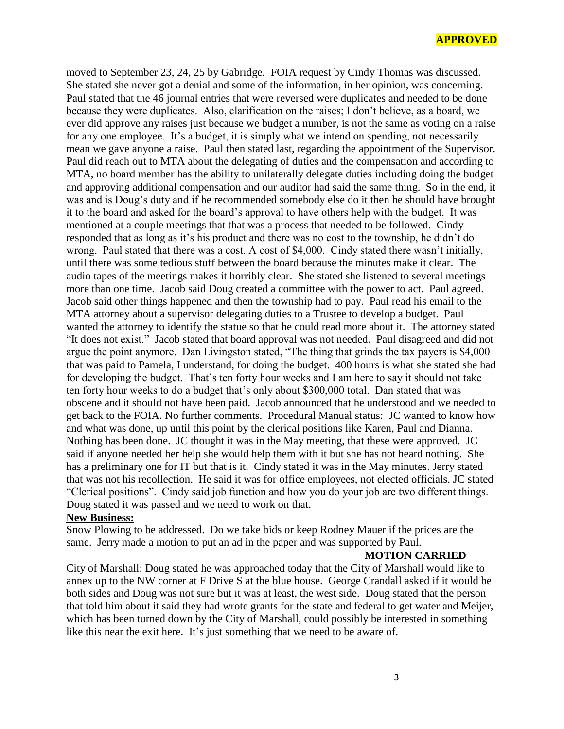**APPROVED**

moved to September 23, 24, 25 by Gabridge. FOIA request by Cindy Thomas was discussed. She stated she never got a denial and some of the information, in her opinion, was concerning. Paul stated that the 46 journal entries that were reversed were duplicates and needed to be done because they were duplicates. Also, clarification on the raises; I don't believe, as a board, we ever did approve any raises just because we budget a number, is not the same as voting on a raise for any one employee. It's a budget, it is simply what we intend on spending, not necessarily mean we gave anyone a raise. Paul then stated last, regarding the appointment of the Supervisor. Paul did reach out to MTA about the delegating of duties and the compensation and according to MTA, no board member has the ability to unilaterally delegate duties including doing the budget and approving additional compensation and our auditor had said the same thing. So in the end, it was and is Doug's duty and if he recommended somebody else do it then he should have brought it to the board and asked for the board's approval to have others help with the budget. It was mentioned at a couple meetings that that was a process that needed to be followed. Cindy responded that as long as it's his product and there was no cost to the township, he didn't do wrong. Paul stated that there was a cost. A cost of $4,000. Cindy stated there wasn't initially, until there was some tedious stuff between the board because the minutes make it clear. The audio tapes of the meetings makes it horribly clear. She stated she listened to several meetings more than one time. Jacob said Doug created a committee with the power to act. Paul agreed. Jacob said other things happened and then the township had to pay. Paul read his email to the MTA attorney about a supervisor delegating duties to a Trustee to develop a budget. Paul wanted the attorney to identify the statue so that he could read more about it. The attorney stated "It does not exist." Jacob stated that board approval was not needed. Paul disagreed and did not argue the point anymore. Dan Livingston stated, "The thing that grinds the tax payers is $4,000 that was paid to Pamela, I understand, for doing the budget. 400 hours is what she stated she had for developing the budget. That's ten forty hour weeks and I am here to say it should not take ten forty hour weeks to do a budget that's only about $300,000 total. Dan stated that was obscene and it should not have been paid. Jacob announced that he understood and we needed to get back to the FOIA. No further comments. Procedural Manual status: JC wanted to know how and what was done, up until this point by the clerical positions like Karen, Paul and Dianna. Nothing has been done. JC thought it was in the May meeting, that these were approved. JC said if anyone needed her help she would help them with it but she has not heard nothing. She has a preliminary one for IT but that is it. Cindy stated it was in the May minutes. Jerry stated that was not his recollection. He said it was for office employees, not elected officials. JC stated "Clerical positions". Cindy said job function and how you do your job are two different things. Doug stated it was passed and we need to work on that.

**New Business:**

Snow Plowing to be addressed. Do we take bids or keep Rodney Mauer if the prices are the same. Jerry made a motion to put an ad in the paper and was supported by Paul.

**MOTION CARRIED**

City of Marshall; Doug stated he was approached today that the City of Marshall would like to annex up to the NW corner at F Drive S at the blue house. George Crandall asked if it would be both sides and Doug was not sure but it was at least, the west side. Doug stated that the person that told him about it said they had wrote grants for the state and federal to get water and Meijer, which has been turned down by the City of Marshall, could possibly be interested in something like this near the exit here. It's just something that we need to be aware of.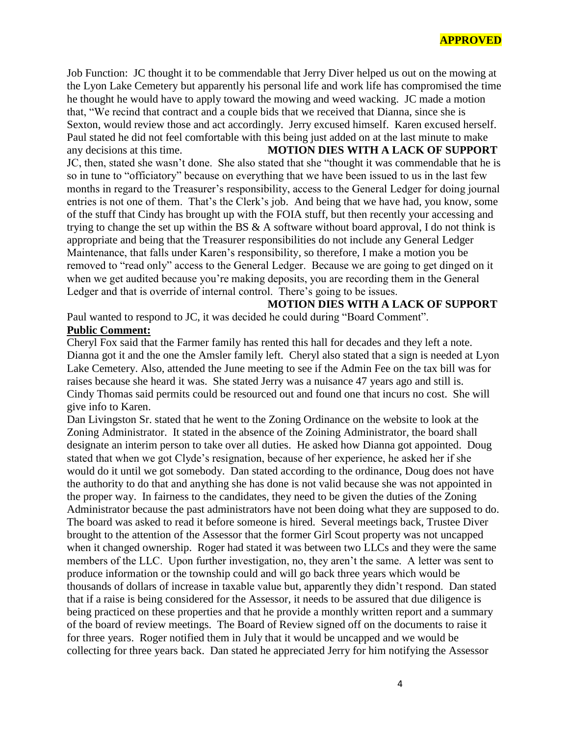**APPROVED**

Job Function: JC thought it to be commendable that Jerry Diver helped us out on the mowing at the Lyon Lake Cemetery but apparently his personal life and work life has compromised the time he thought he would have to apply toward the mowing and weed wacking. JC made a motion that, "We recind that contract and a couple bids that we received that Dianna, since she is Sexton, would review those and act accordingly. Jerry excused himself. Karen excused herself. Paul stated he did not feel comfortable with this being just added on at the last minute to make any decisions at this time. **MOTION DIES WITH A LACK OF SUPPORT**

JC, then, stated she wasn't done. She also stated that she "thought it was commendable that he is so in tune to "officiatory" because on everything that we have been issued to us in the last few months in regard to the Treasurer's responsibility, access to the General Ledger for doing journal entries is not one of them. That's the Clerk's job. And being that we have had, you know, some of the stuff that Cindy has brought up with the FOIA stuff, but then recently your accessing and trying to change the set up within the BS & A software without board approval, I do not think is appropriate and being that the Treasurer responsibilities do not include any General Ledger Maintenance, that falls under Karen's responsibility, so therefore, I make a motion you be removed to "read only" access to the General Ledger. Because we are going to get dinged on it when we get audited because you're making deposits, you are recording them in the General Ledger and that is override of internal control. There's going to be issues.

**MOTION DIES WITH A LACK OF SUPPORT**

Paul wanted to respond to JC, it was decided he could during "Board Comment".

**Public Comment:**

Cheryl Fox said that the Farmer family has rented this hall for decades and they left a note. Dianna got it and the one the Amsler family left. Cheryl also stated that a sign is needed at Lyon Lake Cemetery. Also, attended the June meeting to see if the Admin Fee on the tax bill was for raises because she heard it was. She stated Jerry was a nuisance 47 years ago and still is.

Cindy Thomas said permits could be resourced out and found one that incurs no cost. She will give info to Karen.

Dan Livingston Sr. stated that he went to the Zoning Ordinance on the website to look at the Zoning Administrator. It stated in the absence of the Zoining Administrator, the board shall designate an interim person to take over all duties. He asked how Dianna got appointed. Doug stated that when we got Clyde's resignation, because of her experience, he asked her if she would do it until we got somebody. Dan stated according to the ordinance, Doug does not have the authority to do that and anything she has done is not valid because she was not appointed in the proper way. In fairness to the candidates, they need to be given the duties of the Zoning Administrator because the past administrators have not been doing what they are supposed to do. The board was asked to read it before someone is hired. Several meetings back, Trustee Diver brought to the attention of the Assessor that the former Girl Scout property was not uncapped when it changed ownership. Roger had stated it was between two LLCs and they were the same members of the LLC. Upon further investigation, no, they aren't the same. A letter was sent to produce information or the township could and will go back three years which would be thousands of dollars of increase in taxable value but, apparently they didn't respond. Dan stated that if a raise is being considered for the Assessor, it needs to be assured that due diligence is being practiced on these properties and that he provide a monthly written report and a summary of the board of review meetings. The Board of Review signed off on the documents to raise it for three years. Roger notified them in July that it would be uncapped and we would be collecting for three years back. Dan stated he appreciated Jerry for him notifying the Assessor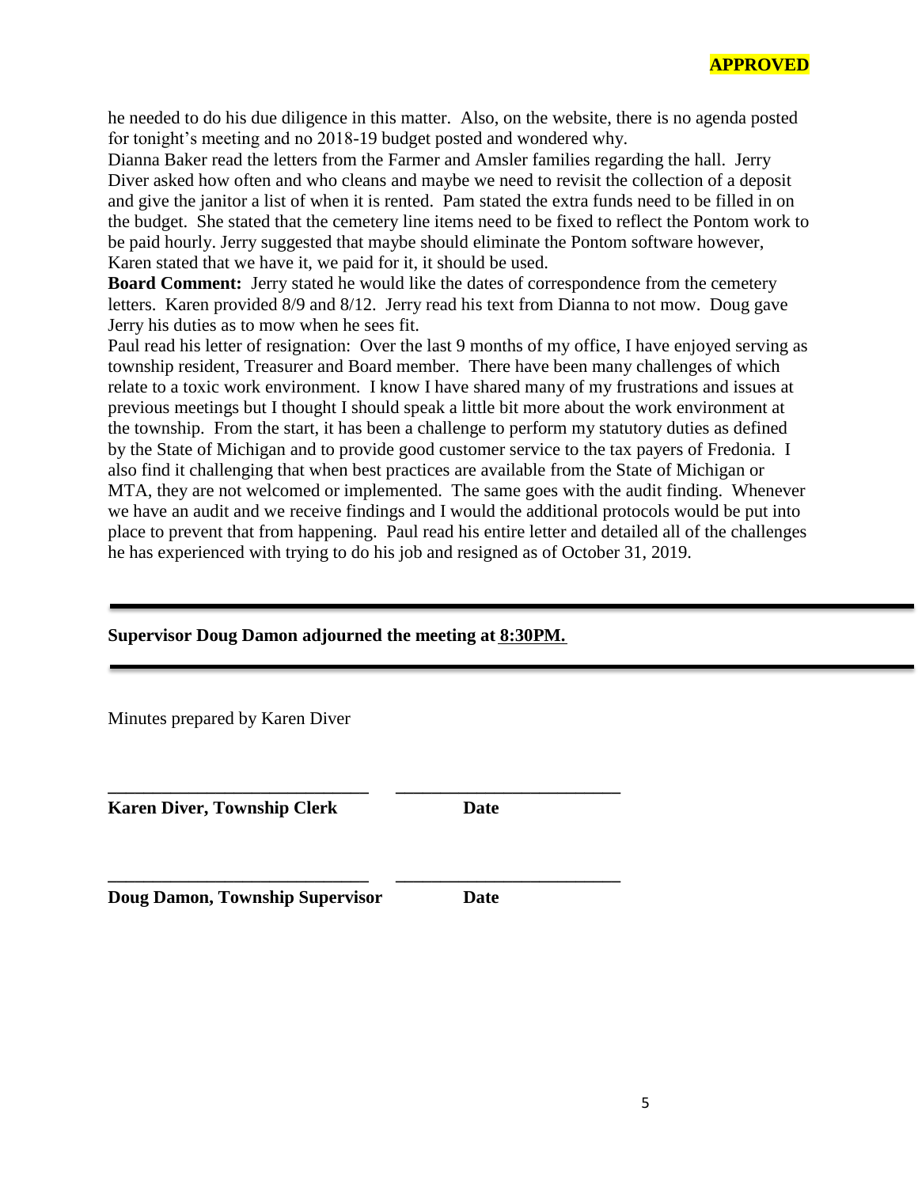**APPROVED**

he needed to do his due diligence in this matter. Also, on the website, there is no agenda posted for tonight's meeting and no 2018-19 budget posted and wondered why.

Dianna Baker read the letters from the Farmer and Amsler families regarding the hall. Jerry Diver asked how often and who cleans and maybe we need to revisit the collection of a deposit and give the janitor a list of when it is rented. Pam stated the extra funds need to be filled in on the budget. She stated that the cemetery line items need to be fixed to reflect the Pontom work to be paid hourly. Jerry suggested that maybe should eliminate the Pontom software however, Karen stated that we have it, we paid for it, it should be used.

**Board Comment:** Jerry stated he would like the dates of correspondence from the cemetery letters. Karen provided 8/9 and 8/12. Jerry read his text from Dianna to not mow. Doug gave Jerry his duties as to mow when he sees fit.

Paul read his letter of resignation: Over the last 9 months of my office, I have enjoyed serving as township resident, Treasurer and Board member. There have been many challenges of which relate to a toxic work environment. I know I have shared many of my frustrations and issues at previous meetings but I thought I should speak a little bit more about the work environment at the township. From the start, it has been a challenge to perform my statutory duties as defined by the State of Michigan and to provide good customer service to the tax payers of Fredonia. I also find it challenging that when best practices are available from the State of Michigan or MTA, they are not welcomed or implemented. The same goes with the audit finding. Whenever we have an audit and we receive findings and I would the additional protocols would be put into place to prevent that from happening. Paul read his entire letter and detailed all of the challenges he has experienced with trying to do his job and resigned as of October 31, 2019.

---

**Supervisor Doug Damon adjourned the meeting at 8:30PM.**

---

Minutes prepared by Karen Diver

\_\_\_\_\_\_\_\_\_\_\_\_\_\_\_\_\_\_\_\_\_\_\_\_\_\_\_\_ \_\_\_\_\_\_\_\_\_\_\_\_\_\_\_\_\_\_\_\_\_\_\_\_\_\_

**Karen Diver, Township Clerk** **Date**

\_\_\_\_\_\_\_\_\_\_\_\_\_\_\_\_\_\_\_\_\_\_\_\_\_\_\_\_ \_\_\_\_\_\_\_\_\_\_\_\_\_\_\_\_\_\_\_\_\_\_\_\_\_\_

**Doug Damon, Township Supervisor** **Date**